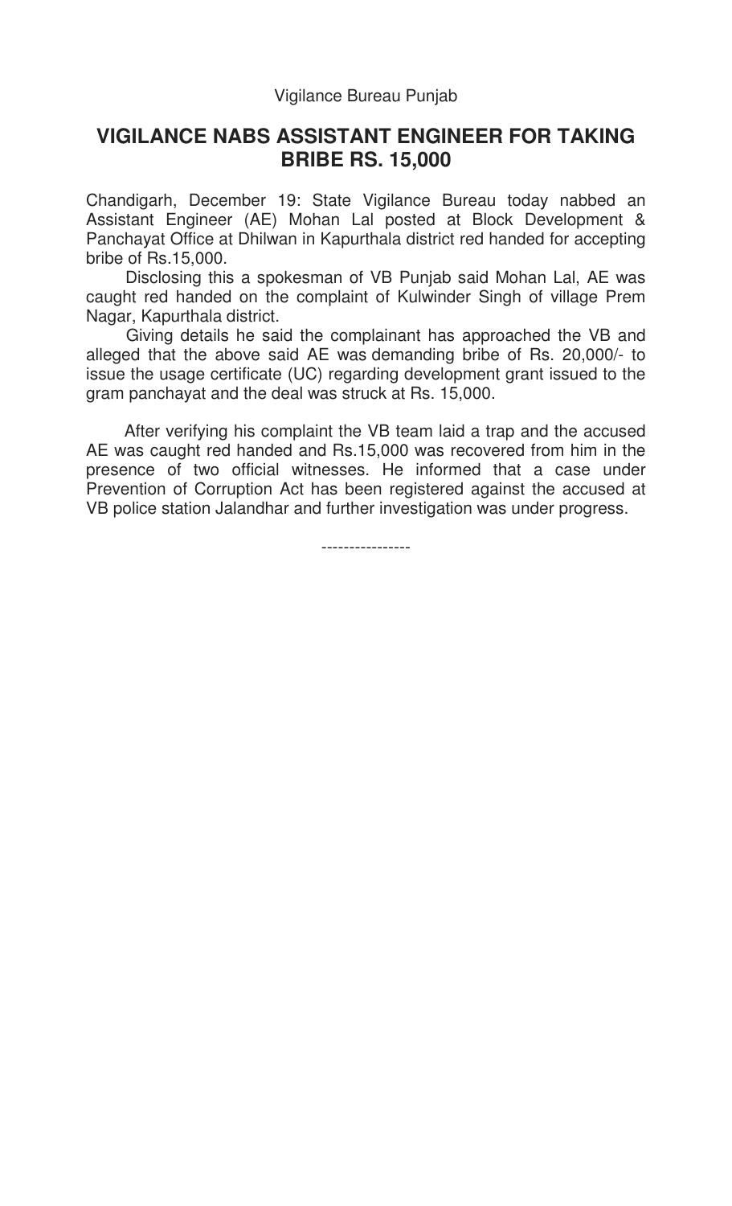Vigilance Bureau Punjab

# VIGILANCE NABS ASSISTANT ENGINEER FOR TAKING BRIBE RS. 15,000

Chandigarh, December 19: State Vigilance Bureau today nabbed an Assistant Engineer (AE) Mohan Lal posted at Block Development & Panchayat Office at Dhilwan in Kapurthala district red handed for accepting bribe of Rs.15,000.

Disclosing this a spokesman of VB Punjab said Mohan Lal, AE was caught red handed on the complaint of Kulwinder Singh of village Prem Nagar, Kapurthala district.

Giving details he said the complainant has approached the VB and alleged that the above said AE was demanding bribe of Rs. 20,000/- to issue the usage certificate (UC) regarding development grant issued to the gram panchayat and the deal was struck at Rs. 15,000.

After verifying his complaint the VB team laid a trap and the accused AE was caught red handed and Rs.15,000 was recovered from him in the presence of two official witnesses. He informed that a case under Prevention of Corruption Act has been registered against the accused at VB police station Jalandhar and further investigation was under progress.

----------------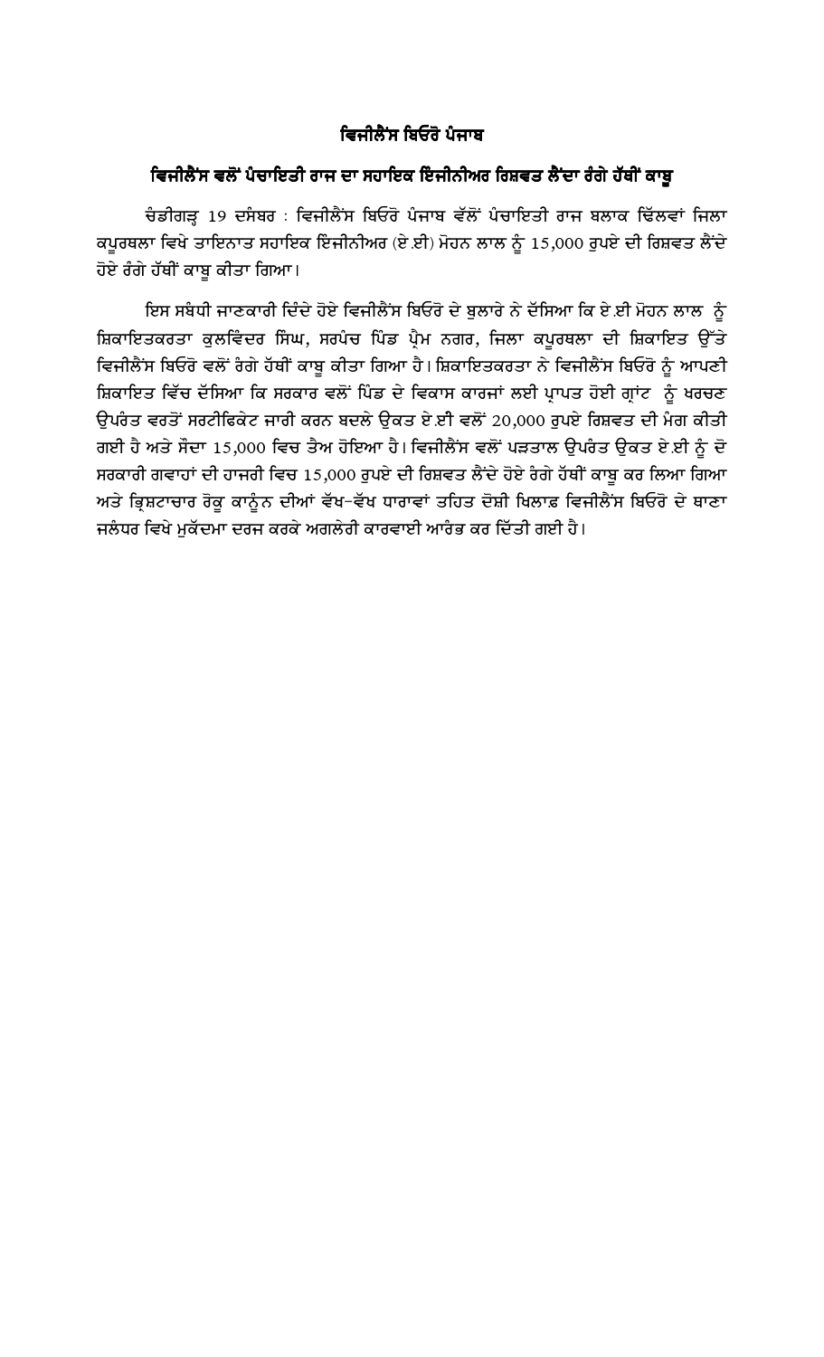## ਵਿਜੀਲੈਂਸ ਬਿਓਰੋ ਪੰਜਾਬ

### ਵਿਜੀਲੈਂਸ ਵਲੋਂ ਪੰਚਾਇਤੀ ਰਾਜ ਦਾ ਸਹਾਇਕ ਇੰਜੀਨੀਅਰ ਰਿਸ਼ਵਤ ਲੈਂਦਾ ਰੰਗੇ ਹੱਥੀਂ ਕਾਬੂ

ਚੰਡੀਗੜ੍ਹ 19 ਦਸੰਬਰ : ਵਿਜੀਲੈਂਸ ਬਿਓਰੋ ਪੰਜਾਬ ਵੱਲੋਂ ਪੰਚਾਇਤੀ ਰਾਜ ਬਲਾਕ ਢਿੱਲਵਾਂ ਜਿਲਾ ਕਪੂਰਥਲਾ ਵਿਖੇ ਤਾਇਨਾਤ ਸਹਾਇਕ ਇੰਜੀਨੀਅਰ (ਏ.ਈ) ਮੋਹਨ ਲਾਲ ਨੂੰ 15,000 ਰੁਪਏ ਦੀ ਰਿਸ਼ਵਤ ਲੈਂਦੇ ਹੋਏ ਰੰਗੇ ਹੱਥੀਂ ਕਾਬੂ ਕੀਤਾ ਗਿਆ।

ਇਸ ਸਬੰਧੀ ਜਾਣਕਾਰੀ ਦਿੰਦੇ ਹੋਏ ਵਿਜੀਲੈਂਸ ਬਿਓਰੋ ਦੇ ਬੁਲਾਰੇ ਨੇ ਦੱਸਿਆ ਕਿ ਏ.ਈ ਮੋਹਨ ਲਾਲ ਨੂੰ ਸ਼ਿਕਾਇਤਕਰਤਾ ਕੁਲਵਿੰਦਰ ਸਿੰਘ, ਸਰਪੰਚ ਪਿੰਡ ਪ੍ਰੇਮ ਨਗਰ, ਜਿਲਾ ਕਪੂਰਥਲਾ ਦੀ ਸ਼ਿਕਾਇਤ ਉੱਤੇ ਵਿਜੀਲੈਂਸ ਬਿਓਰੋ ਵਲੋਂ ਰੰਗੇ ਹੱਥੀਂ ਕਾਬੂ ਕੀਤਾ ਗਿਆ ਹੈ। ਸ਼ਿਕਾਇਤਕਰਤਾ ਨੇ ਵਿਜੀਲੈਂਸ ਬਿਓਰੋ ਨੂੰ ਆਪਣੀ ਸ਼ਿਕਾਇਤ ਵਿੱਚ ਦੱਸਿਆ ਕਿ ਸਰਕਾਰ ਵਲੋਂ ਪਿੰਡ ਦੇ ਵਿਕਾਸ ਕਾਰਜਾਂ ਲਈ ਪ੍ਰਾਪਤ ਹੋਈ ਗ੍ਰਾਂਟ ਨੂੰ ਖਰਚਣ ਉਪਰੰਤ ਵਰਤੋਂ ਸਰਟੀਫਿਕੇਟ ਜਾਰੀ ਕਰਨ ਬਦਲੇ ਉਕਤ ਏ.ਈ ਵਲੋਂ 20,000 ਰੁਪਏ ਰਿਸ਼ਵਤ ਦੀ ਮੰਗ ਕੀਤੀ ਗਈ ਹੈ ਅਤੇ ਸੌਦਾ 15,000 ਵਿਚ ਤੈਅ ਹੋਇਆ ਹੈ। ਵਿਜੀਲੈਂਸ ਵਲੋਂ ਪੜਤਾਲ ਉਪਰੰਤ ਉਕਤ ਏ.ਈ ਨੂੰ ਦੋ ਸਰਕਾਰੀ ਗਵਾਹਾਂ ਦੀ ਹਾਜਰੀ ਵਿਚ 15,000 ਰੁਪਏ ਦੀ ਰਿਸ਼ਵਤ ਲੈਂਦੇ ਹੋਏ ਰੰਗੇ ਹੱਥੀਂ ਕਾਬੂ ਕਰ ਲਿਆ ਗਿਆ ਅਤੇ ਭ੍ਰਿਸ਼ਟਾਚਾਰ ਰੋਕੂ ਕਾਨੂੰਨ ਦੀਆਂ ਵੱਖ-ਵੱਖ ਧਾਰਾਵਾਂ ਤਹਿਤ ਦੋਸ਼ੀ ਖਿਲਾਫ਼ ਵਿਜੀਲੈਂਸ ਬਿਓਰੋ ਦੇ ਥਾਣਾ ਜਲੰਧਰ ਵਿਖੇ ਮੁਕੱਦਮਾ ਦਰਜ ਕਰਕੇ ਅਗਲੇਰੀ ਕਾਰਵਾਈ ਆਰੰਭ ਕਰ ਦਿੱਤੀ ਗਈ ਹੈ।